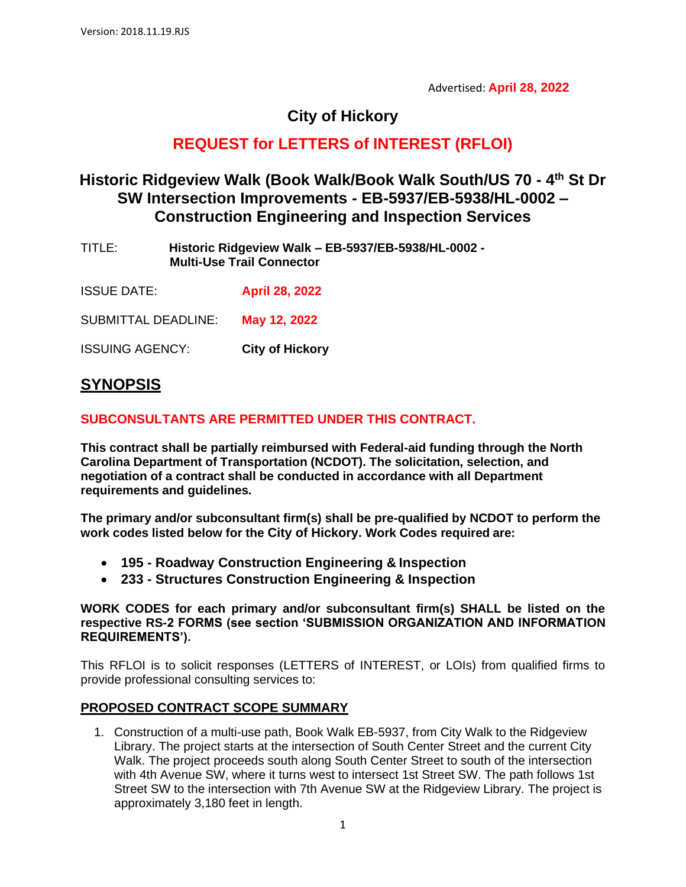Version: 2018.11.19.RJS

Advertised: **April 28, 2022**

# City of Hickory

## REQUEST for LETTERS of INTEREST (RFLOI)

## Historic Ridgeview Walk (Book Walk/Book Walk South/US 70 - 4th St Dr SW Intersection Improvements - EB-5937/EB-5938/HL-0002 – Construction Engineering and Inspection Services

TITLE: **Historic Ridgeview Walk – EB-5937/EB-5938/HL-0002 - Multi-Use Trail Connector**

ISSUE DATE: **April 28, 2022**

SUBMITTAL DEADLINE: **May 12, 2022**

ISSUING AGENCY: **City of Hickory**

## SYNOPSIS

**SUBCONSULTANTS ARE PERMITTED UNDER THIS CONTRACT.**

**This contract shall be partially reimbursed with Federal-aid funding through the North Carolina Department of Transportation (NCDOT). The solicitation, selection, and negotiation of a contract shall be conducted in accordance with all Department requirements and guidelines.**

**The primary and/or subconsultant firm(s) shall be pre-qualified by NCDOT to perform the work codes listed below for the City of Hickory. Work Codes required are:**

- **195 - Roadway Construction Engineering & Inspection**
- **233 - Structures Construction Engineering & Inspection**

**WORK CODES for each primary and/or subconsultant firm(s) SHALL be listed on the respective RS-2 FORMS (see section 'SUBMISSION ORGANIZATION AND INFORMATION REQUIREMENTS').**

This RFLOI is to solicit responses (LETTERS of INTEREST, or LOIs) from qualified firms to provide professional consulting services to:

### PROPOSED CONTRACT SCOPE SUMMARY

1. Construction of a multi-use path, Book Walk EB-5937, from City Walk to the Ridgeview Library. The project starts at the intersection of South Center Street and the current City Walk. The project proceeds south along South Center Street to south of the intersection with 4th Avenue SW, where it turns west to intersect 1st Street SW. The path follows 1st Street SW to the intersection with 7th Avenue SW at the Ridgeview Library. The project is approximately 3,180 feet in length.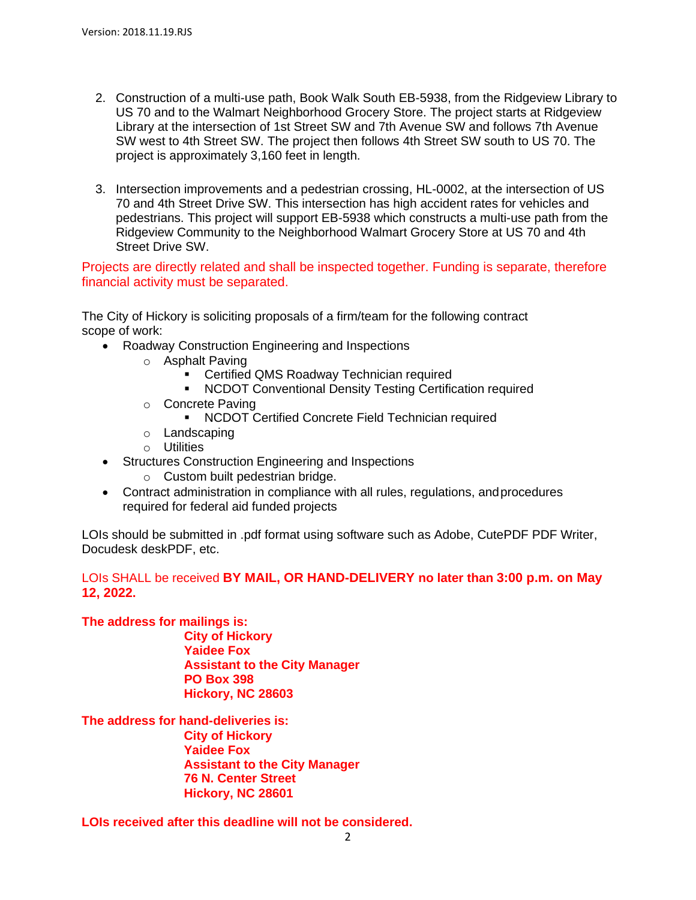2. Construction of a multi-use path, Book Walk South EB-5938, from the Ridgeview Library to US 70 and to the Walmart Neighborhood Grocery Store. The project starts at Ridgeview Library at the intersection of 1st Street SW and 7th Avenue SW and follows 7th Avenue SW west to 4th Street SW. The project then follows 4th Street SW south to US 70. The project is approximately 3,160 feet in length.

3. Intersection improvements and a pedestrian crossing, HL-0002, at the intersection of US 70 and 4th Street Drive SW. This intersection has high accident rates for vehicles and pedestrians. This project will support EB-5938 which constructs a multi-use path from the Ridgeview Community to the Neighborhood Walmart Grocery Store at US 70 and 4th Street Drive SW.

Projects are directly related and shall be inspected together. Funding is separate, therefore financial activity must be separated.

The City of Hickory is soliciting proposals of a firm/team for the following contract scope of work:

- Roadway Construction Engineering and Inspections
  - Asphalt Paving
    - Certified QMS Roadway Technician required
    - NCDOT Conventional Density Testing Certification required
  - Concrete Paving
    - NCDOT Certified Concrete Field Technician required
  - Landscaping
  - Utilities
- Structures Construction Engineering and Inspections
  - Custom built pedestrian bridge.
- Contract administration in compliance with all rules, regulations, and procedures required for federal aid funded projects

LOIs should be submitted in .pdf format using software such as Adobe, CutePDF PDF Writer, Docudesk deskPDF, etc.

LOIs SHALL be received **BY MAIL, OR HAND-DELIVERY no later than 3:00 p.m. on May 12, 2022.**

**The address for mailings is:**

**City of Hickory**
**Yaidee Fox**
**Assistant to the City Manager**
**PO Box 398**
**Hickory, NC 28603**

**The address for hand-deliveries is:**

**City of Hickory**
**Yaidee Fox**
**Assistant to the City Manager**
**76 N. Center Street**
**Hickory, NC 28601**

**LOIs received after this deadline will not be considered.**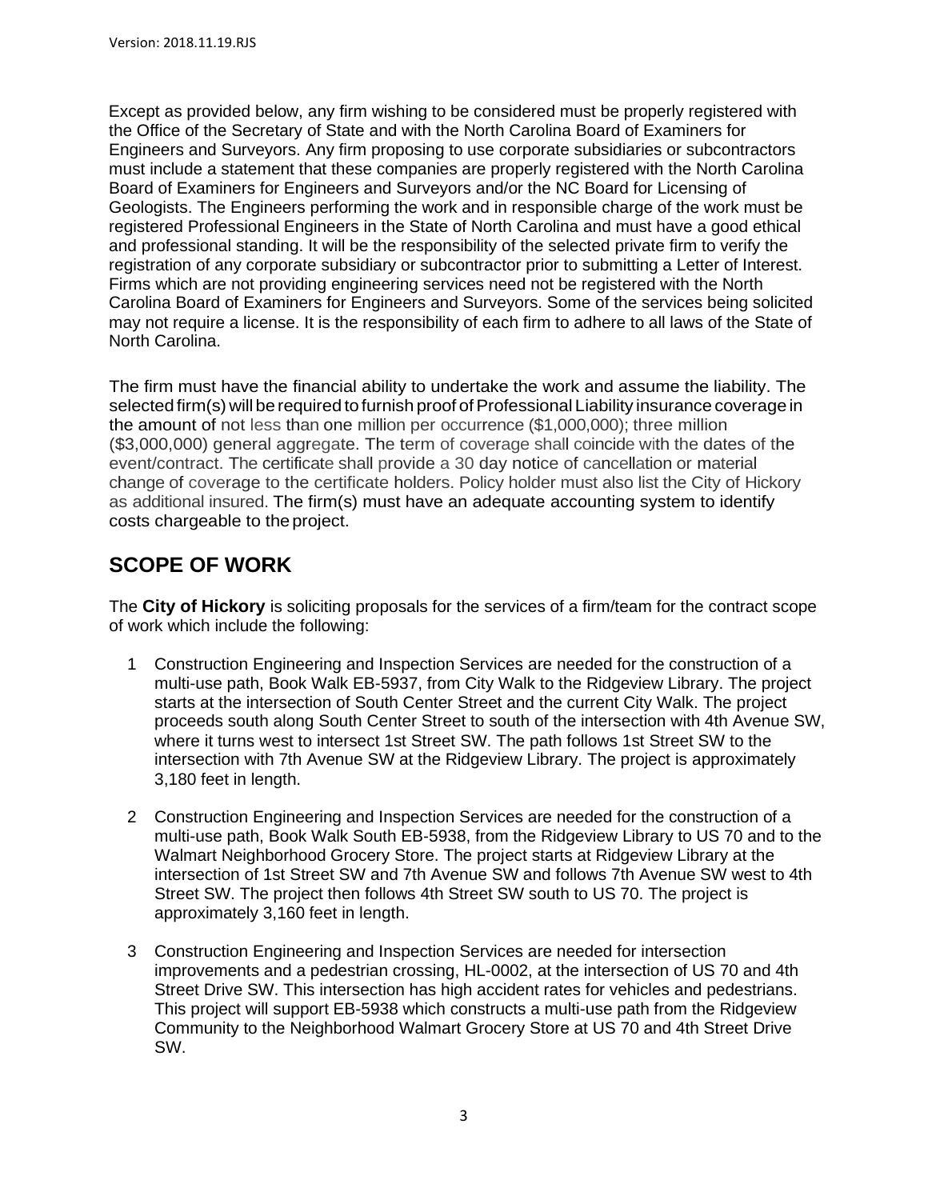Except as provided below, any firm wishing to be considered must be properly registered with the Office of the Secretary of State and with the North Carolina Board of Examiners for Engineers and Surveyors. Any firm proposing to use corporate subsidiaries or subcontractors must include a statement that these companies are properly registered with the North Carolina Board of Examiners for Engineers and Surveyors and/or the NC Board for Licensing of Geologists. The Engineers performing the work and in responsible charge of the work must be registered Professional Engineers in the State of North Carolina and must have a good ethical and professional standing. It will be the responsibility of the selected private firm to verify the registration of any corporate subsidiary or subcontractor prior to submitting a Letter of Interest. Firms which are not providing engineering services need not be registered with the North Carolina Board of Examiners for Engineers and Surveyors. Some of the services being solicited may not require a license. It is the responsibility of each firm to adhere to all laws of the State of North Carolina.

The firm must have the financial ability to undertake the work and assume the liability. The selected firm(s) will be required to furnish proof of Professional Liability insurance coverage in the amount of not less than one million per occurrence ($1,000,000); three million ($3,000,000) general aggregate. The term of coverage shall coincide with the dates of the event/contract. The certificate shall provide a 30 day notice of cancellation or material change of coverage to the certificate holders. Policy holder must also list the City of Hickory as additional insured. The firm(s) must have an adequate accounting system to identify costs chargeable to the project.

## SCOPE OF WORK

The **City of Hickory** is soliciting proposals for the services of a firm/team for the contract scope of work which include the following:

1. Construction Engineering and Inspection Services are needed for the construction of a multi-use path, Book Walk EB-5937, from City Walk to the Ridgeview Library. The project starts at the intersection of South Center Street and the current City Walk. The project proceeds south along South Center Street to south of the intersection with 4th Avenue SW, where it turns west to intersect 1st Street SW. The path follows 1st Street SW to the intersection with 7th Avenue SW at the Ridgeview Library. The project is approximately 3,180 feet in length.

2. Construction Engineering and Inspection Services are needed for the construction of a multi-use path, Book Walk South EB-5938, from the Ridgeview Library to US 70 and to the Walmart Neighborhood Grocery Store. The project starts at Ridgeview Library at the intersection of 1st Street SW and 7th Avenue SW and follows 7th Avenue SW west to 4th Street SW. The project then follows 4th Street SW south to US 70. The project is approximately 3,160 feet in length.

3. Construction Engineering and Inspection Services are needed for intersection improvements and a pedestrian crossing, HL-0002, at the intersection of US 70 and 4th Street Drive SW. This intersection has high accident rates for vehicles and pedestrians. This project will support EB-5938 which constructs a multi-use path from the Ridgeview Community to the Neighborhood Walmart Grocery Store at US 70 and 4th Street Drive SW.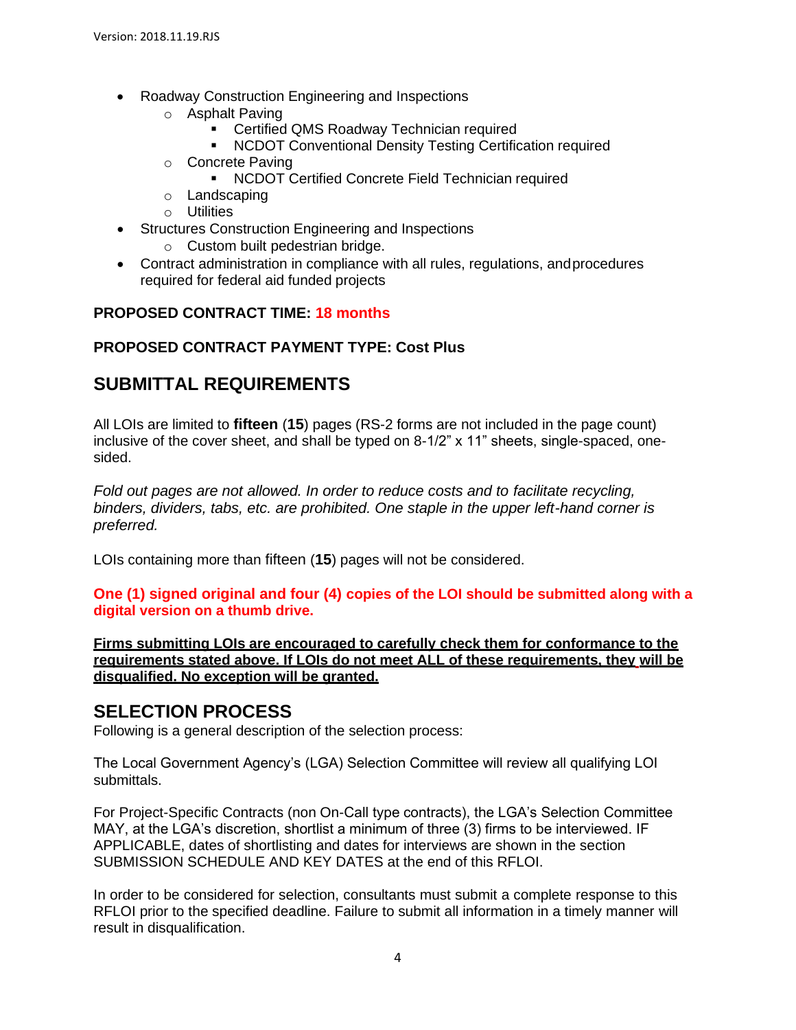- Roadway Construction Engineering and Inspections
  - Asphalt Paving
    - Certified QMS Roadway Technician required
    - NCDOT Conventional Density Testing Certification required
  - Concrete Paving
    - NCDOT Certified Concrete Field Technician required
  - Landscaping
  - Utilities
- Structures Construction Engineering and Inspections
  - Custom built pedestrian bridge.
- Contract administration in compliance with all rules, regulations, and procedures required for federal aid funded projects

**PROPOSED CONTRACT TIME: 18 months**

**PROPOSED CONTRACT PAYMENT TYPE: Cost Plus**

## SUBMITTAL REQUIREMENTS

All LOIs are limited to **fifteen** (**15**) pages (RS-2 forms are not included in the page count) inclusive of the cover sheet, and shall be typed on 8-1/2" x 11" sheets, single-spaced, one-sided.

*Fold out pages are not allowed. In order to reduce costs and to facilitate recycling, binders, dividers, tabs, etc. are prohibited. One staple in the upper left-hand corner is preferred.*

LOIs containing more than fifteen (**15**) pages will not be considered.

**One (1) signed original and four (4) copies of the LOI should be submitted along with a digital version on a thumb drive.**

**Firms submitting LOIs are encouraged to carefully check them for conformance to the requirements stated above. If LOIs do not meet ALL of these requirements, they will be disqualified. No exception will be granted.**

## SELECTION PROCESS

Following is a general description of the selection process:

The Local Government Agency's (LGA) Selection Committee will review all qualifying LOI submittals.

For Project-Specific Contracts (non On-Call type contracts), the LGA's Selection Committee MAY, at the LGA's discretion, shortlist a minimum of three (3) firms to be interviewed. IF APPLICABLE, dates of shortlisting and dates for interviews are shown in the section SUBMISSION SCHEDULE AND KEY DATES at the end of this RFLOI.

In order to be considered for selection, consultants must submit a complete response to this RFLOI prior to the specified deadline. Failure to submit all information in a timely manner will result in disqualification.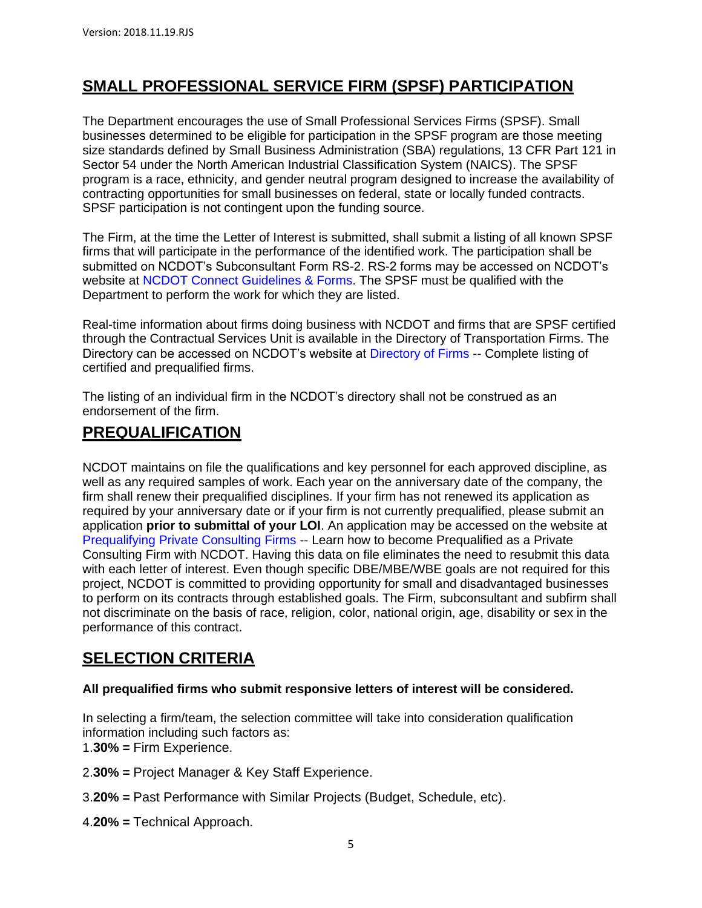## SMALL PROFESSIONAL SERVICE FIRM (SPSF) PARTICIPATION

The Department encourages the use of Small Professional Services Firms (SPSF). Small businesses determined to be eligible for participation in the SPSF program are those meeting size standards defined by Small Business Administration (SBA) regulations, 13 CFR Part 121 in Sector 54 under the North American Industrial Classification System (NAICS). The SPSF program is a race, ethnicity, and gender neutral program designed to increase the availability of contracting opportunities for small businesses on federal, state or locally funded contracts. SPSF participation is not contingent upon the funding source.

The Firm, at the time the Letter of Interest is submitted, shall submit a listing of all known SPSF firms that will participate in the performance of the identified work. The participation shall be submitted on NCDOT's Subconsultant Form RS-2. RS-2 forms may be accessed on NCDOT's website at NCDOT Connect Guidelines & Forms. The SPSF must be qualified with the Department to perform the work for which they are listed.

Real-time information about firms doing business with NCDOT and firms that are SPSF certified through the Contractual Services Unit is available in the Directory of Transportation Firms. The Directory can be accessed on NCDOT's website at Directory of Firms -- Complete listing of certified and prequalified firms.

The listing of an individual firm in the NCDOT's directory shall not be construed as an endorsement of the firm.

## PREQUALIFICATION

NCDOT maintains on file the qualifications and key personnel for each approved discipline, as well as any required samples of work. Each year on the anniversary date of the company, the firm shall renew their prequalified disciplines. If your firm has not renewed its application as required by your anniversary date or if your firm is not currently prequalified, please submit an application **prior to submittal of your LOI**. An application may be accessed on the website at Prequalifying Private Consulting Firms -- Learn how to become Prequalified as a Private Consulting Firm with NCDOT. Having this data on file eliminates the need to resubmit this data with each letter of interest. Even though specific DBE/MBE/WBE goals are not required for this project, NCDOT is committed to providing opportunity for small and disadvantaged businesses to perform on its contracts through established goals. The Firm, subconsultant and subfirm shall not discriminate on the basis of race, religion, color, national origin, age, disability or sex in the performance of this contract.

## SELECTION CRITERIA

**All prequalified firms who submit responsive letters of interest will be considered.**

In selecting a firm/team, the selection committee will take into consideration qualification information including such factors as:

1. **30% =** Firm Experience.
2. **30% =** Project Manager & Key Staff Experience.
3. **20% =** Past Performance with Similar Projects (Budget, Schedule, etc).
4. **20% =** Technical Approach.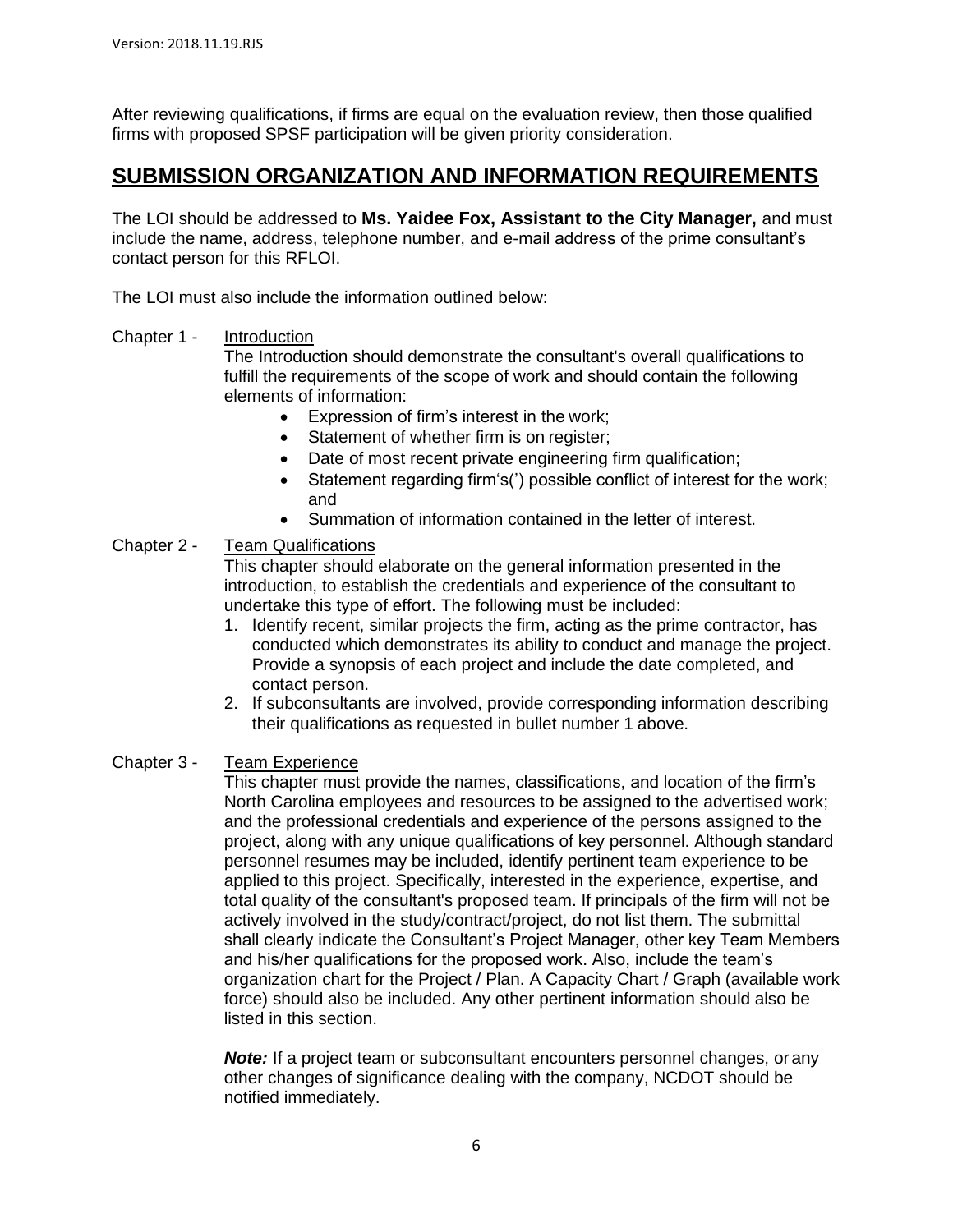After reviewing qualifications, if firms are equal on the evaluation review, then those qualified firms with proposed SPSF participation will be given priority consideration.

## SUBMISSION ORGANIZATION AND INFORMATION REQUIREMENTS

The LOI should be addressed to **Ms. Yaidee Fox, Assistant to the City Manager,** and must include the name, address, telephone number, and e-mail address of the prime consultant's contact person for this RFLOI.

The LOI must also include the information outlined below:

Chapter 1 - Introduction

The Introduction should demonstrate the consultant's overall qualifications to fulfill the requirements of the scope of work and should contain the following elements of information:

- Expression of firm's interest in the work;
- Statement of whether firm is on register;
- Date of most recent private engineering firm qualification;
- Statement regarding firm's(') possible conflict of interest for the work; and
- Summation of information contained in the letter of interest.

Chapter 2 - Team Qualifications

This chapter should elaborate on the general information presented in the introduction, to establish the credentials and experience of the consultant to undertake this type of effort. The following must be included:

1. Identify recent, similar projects the firm, acting as the prime contractor, has conducted which demonstrates its ability to conduct and manage the project. Provide a synopsis of each project and include the date completed, and contact person.
2. If subconsultants are involved, provide corresponding information describing their qualifications as requested in bullet number 1 above.

Chapter 3 - Team Experience

This chapter must provide the names, classifications, and location of the firm's North Carolina employees and resources to be assigned to the advertised work; and the professional credentials and experience of the persons assigned to the project, along with any unique qualifications of key personnel. Although standard personnel resumes may be included, identify pertinent team experience to be applied to this project. Specifically, interested in the experience, expertise, and total quality of the consultant's proposed team. If principals of the firm will not be actively involved in the study/contract/project, do not list them. The submittal shall clearly indicate the Consultant's Project Manager, other key Team Members and his/her qualifications for the proposed work. Also, include the team's organization chart for the Project / Plan. A Capacity Chart / Graph (available work force) should also be included. Any other pertinent information should also be listed in this section.

***Note:*** If a project team or subconsultant encounters personnel changes, or any other changes of significance dealing with the company, NCDOT should be notified immediately.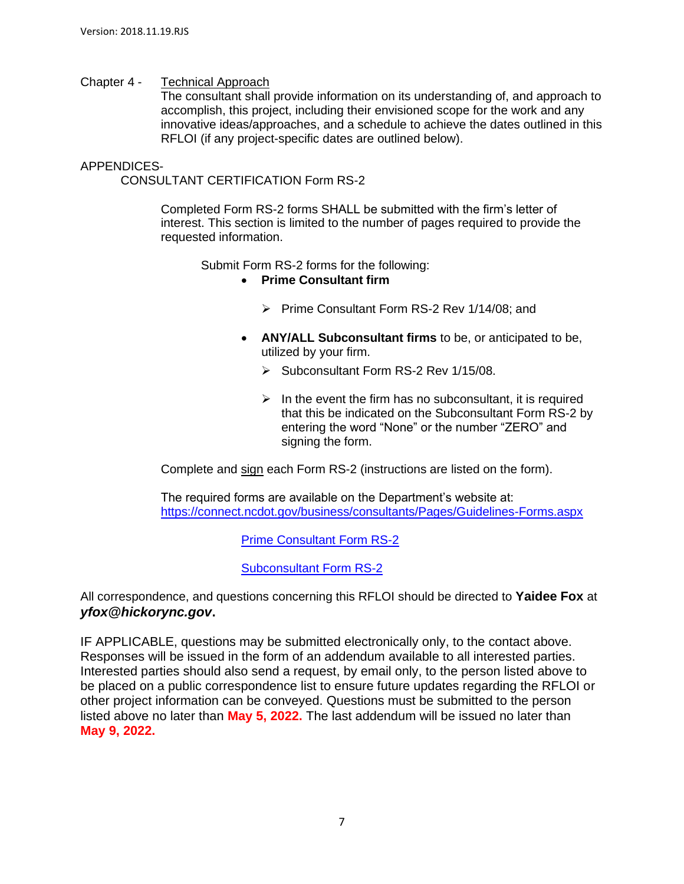Chapter 4 - Technical Approach

The consultant shall provide information on its understanding of, and approach to accomplish, this project, including their envisioned scope for the work and any innovative ideas/approaches, and a schedule to achieve the dates outlined in this RFLOI (if any project-specific dates are outlined below).

APPENDICES-

CONSULTANT CERTIFICATION Form RS-2

Completed Form RS-2 forms SHALL be submitted with the firm's letter of interest. This section is limited to the number of pages required to provide the requested information.

Submit Form RS-2 forms for the following:

- **Prime Consultant firm**
  - Prime Consultant Form RS-2 Rev 1/14/08; and
- **ANY/ALL Subconsultant firms** to be, or anticipated to be, utilized by your firm.
  - Subconsultant Form RS-2 Rev 1/15/08.
  - In the event the firm has no subconsultant, it is required that this be indicated on the Subconsultant Form RS-2 by entering the word "None" or the number "ZERO" and signing the form.

Complete and sign each Form RS-2 (instructions are listed on the form).

The required forms are available on the Department's website at: https://connect.ncdot.gov/business/consultants/Pages/Guidelines-Forms.aspx

Prime Consultant Form RS-2

Subconsultant Form RS-2

All correspondence, and questions concerning this RFLOI should be directed to **Yaidee Fox** at ***yfox@hickorync.gov*****.**

IF APPLICABLE, questions may be submitted electronically only, to the contact above. Responses will be issued in the form of an addendum available to all interested parties. Interested parties should also send a request, by email only, to the person listed above to be placed on a public correspondence list to ensure future updates regarding the RFLOI or other project information can be conveyed. Questions must be submitted to the person listed above no later than **May 5, 2022.** The last addendum will be issued no later than **May 9, 2022.**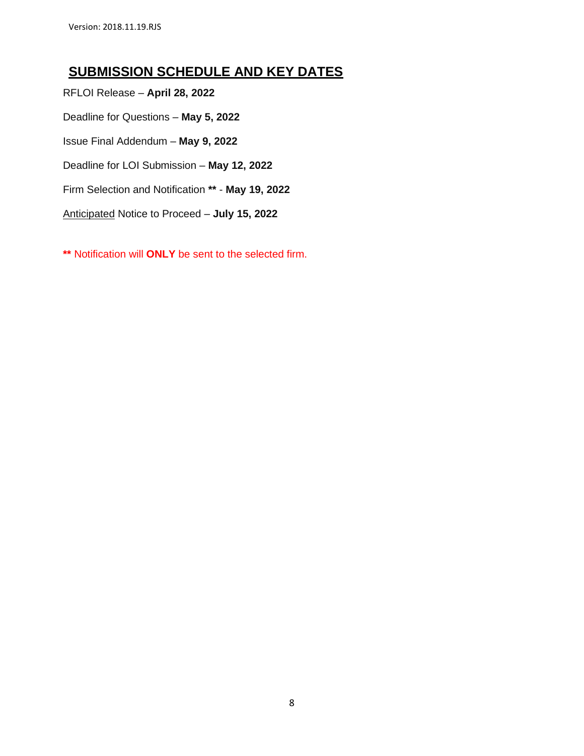## SUBMISSION SCHEDULE AND KEY DATES

RFLOI Release – **April 28, 2022**

Deadline for Questions – **May 5, 2022**

Issue Final Addendum – **May 9, 2022**

Deadline for LOI Submission – **May 12, 2022**

Firm Selection and Notification **\*\*** - **May 19, 2022**

Anticipated Notice to Proceed – **July 15, 2022**

**\*\*** Notification will **ONLY** be sent to the selected firm.